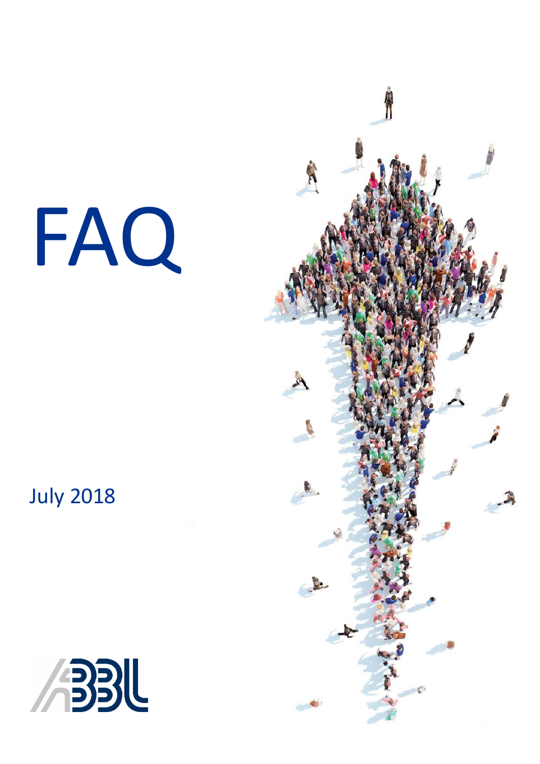# FAQ

July 2018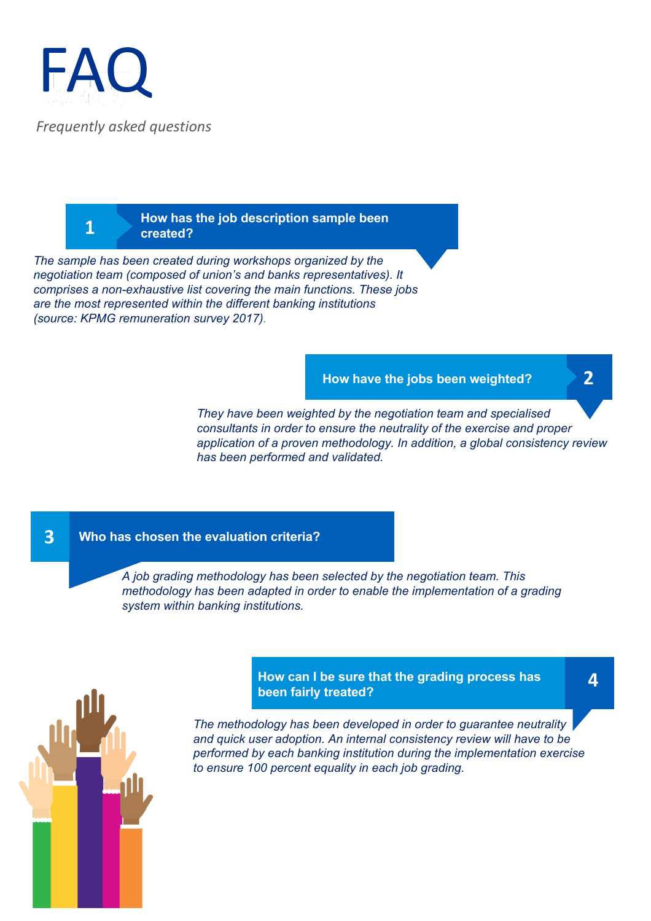# FAQ

*Frequently asked questions*

## 1 How has the job description sample been created?

*The sample has been created during workshops organized by the negotiation team (composed of union's and banks representatives). It comprises a non-exhaustive list covering the main functions. These jobs are the most represented within the different banking institutions (source: KPMG remuneration survey 2017).*

## 2 How have the jobs been weighted?

*They have been weighted by the negotiation team and specialised consultants in order to ensure the neutrality of the exercise and proper application of a proven methodology. In addition, a global consistency review has been performed and validated.*

## 3 Who has chosen the evaluation criteria?

*A job grading methodology has been selected by the negotiation team. This methodology has been adapted in order to enable the implementation of a grading system within banking institutions.*

## 4 How can I be sure that the grading process has been fairly treated?

*The methodology has been developed in order to guarantee neutrality and quick user adoption. An internal consistency review will have to be performed by each banking institution during the implementation exercise to ensure 100 percent equality in each job grading.*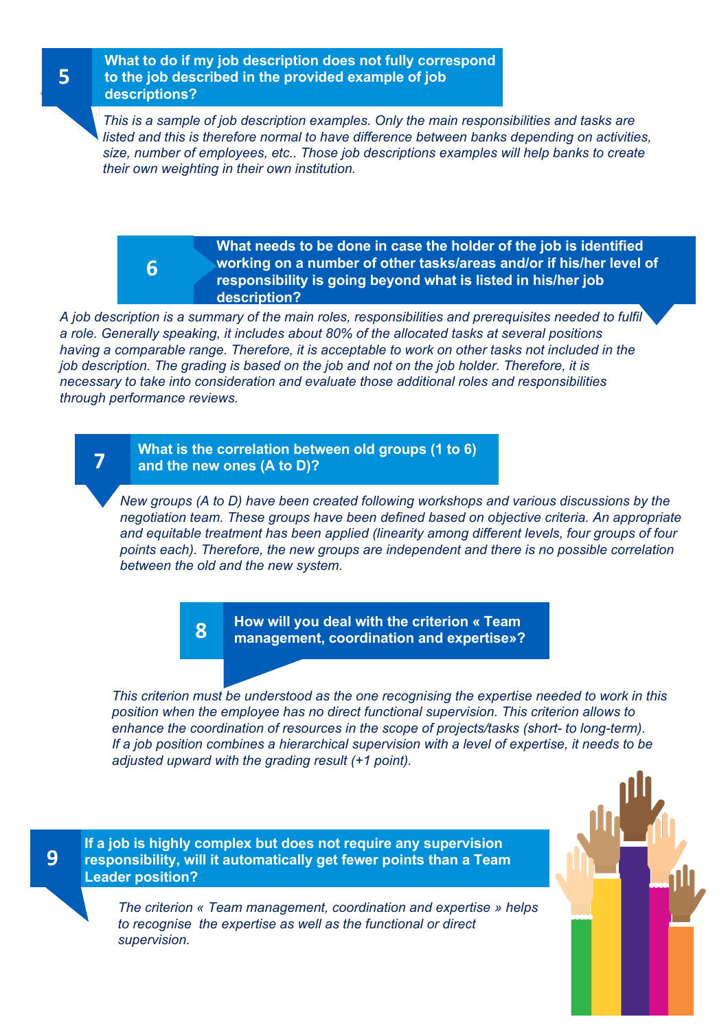## 5 What to do if my job description does not fully correspond to the job described in the provided example of job descriptions?

*This is a sample of job description examples. Only the main responsibilities and tasks are listed and this is therefore normal to have difference between banks depending on activities, size, number of employees, etc.. Those job descriptions examples will help banks to create their own weighting in their own institution.*

## 6 What needs to be done in case the holder of the job is identified working on a number of other tasks/areas and/or if his/her level of responsibility is going beyond what is listed in his/her job description?

*A job description is a summary of the main roles, responsibilities and prerequisites needed to fulfil a role. Generally speaking, it includes about 80% of the allocated tasks at several positions having a comparable range. Therefore, it is acceptable to work on other tasks not included in the job description. The grading is based on the job and not on the job holder. Therefore, it is necessary to take into consideration and evaluate those additional roles and responsibilities through performance reviews.*

## 7 What is the correlation between old groups (1 to 6) and the new ones (A to D)?

*New groups (A to D) have been created following workshops and various discussions by the negotiation team. These groups have been defined based on objective criteria. An appropriate and equitable treatment has been applied (linearity among different levels, four groups of four points each). Therefore, the new groups are independent and there is no possible correlation between the old and the new system.*

## 8 How will you deal with the criterion « Team management, coordination and expertise»?

*This criterion must be understood as the one recognising the expertise needed to work in this position when the employee has no direct functional supervision. This criterion allows to enhance the coordination of resources in the scope of projects/tasks (short- to long-term). If a job position combines a hierarchical supervision with a level of expertise, it needs to be adjusted upward with the grading result (+1 point).*

## 9 If a job is highly complex but does not require any supervision responsibility, will it automatically get fewer points than a Team Leader position?

*The criterion « Team management, coordination and expertise » helps to recognise the expertise as well as the functional or direct supervision.*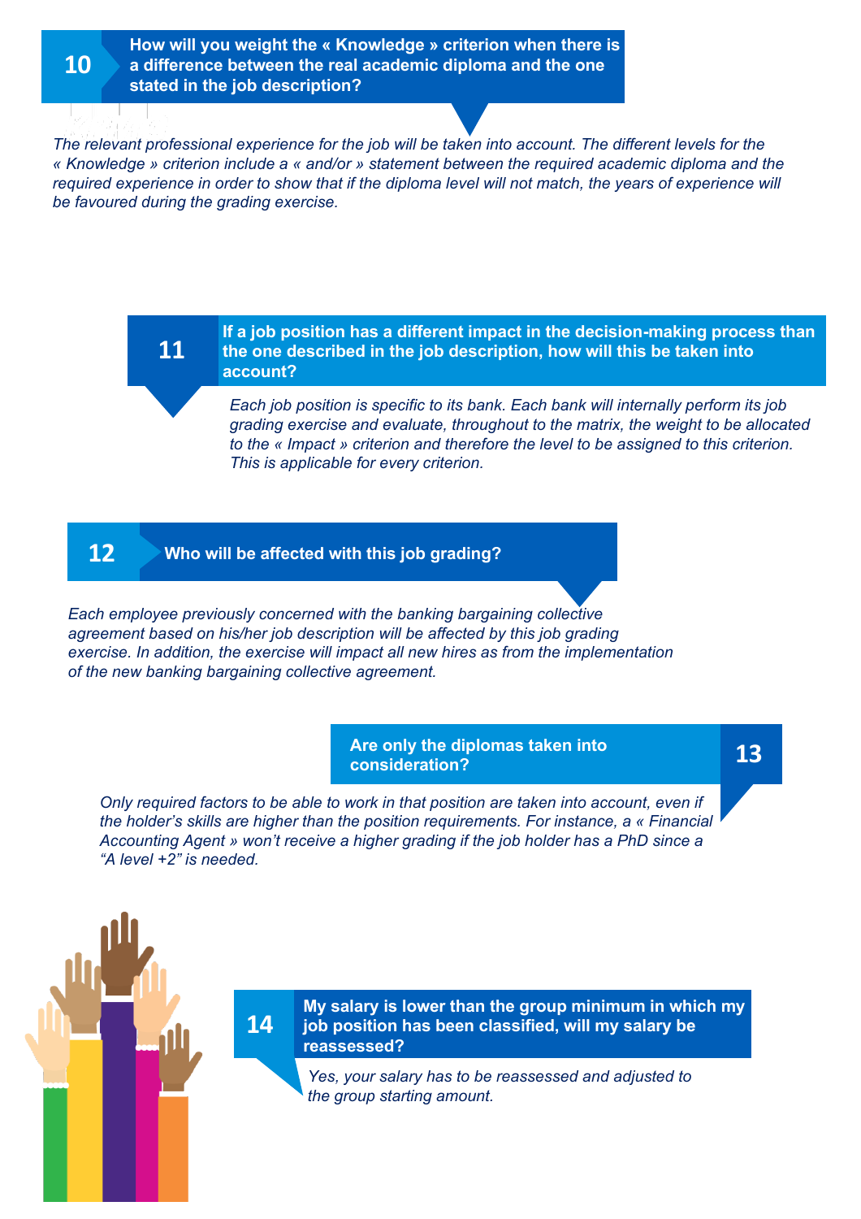### 10 How will you weight the « Knowledge » criterion when there is a difference between the real academic diploma and the one stated in the job description?

*The relevant professional experience for the job will be taken into account. The different levels for the « Knowledge » criterion include a « and/or » statement between the required academic diploma and the required experience in order to show that if the diploma level will not match, the years of experience will be favoured during the grading exercise.*

### 11 If a job position has a different impact in the decision-making process than the one described in the job description, how will this be taken into account?

*Each job position is specific to its bank. Each bank will internally perform its job grading exercise and evaluate, throughout to the matrix, the weight to be allocated to the « Impact » criterion and therefore the level to be assigned to this criterion. This is applicable for every criterion.*

### 12 Who will be affected with this job grading?

*Each employee previously concerned with the banking bargaining collective agreement based on his/her job description will be affected by this job grading exercise. In addition, the exercise will impact all new hires as from the implementation of the new banking bargaining collective agreement.*

### 13 Are only the diplomas taken into consideration?

*Only required factors to be able to work in that position are taken into account, even if the holder's skills are higher than the position requirements. For instance, a « Financial Accounting Agent » won't receive a higher grading if the job holder has a PhD since a "A level +2" is needed.*

### 14 My salary is lower than the group minimum in which my job position has been classified, will my salary be reassessed?

*Yes, your salary has to be reassessed and adjusted to the group starting amount.*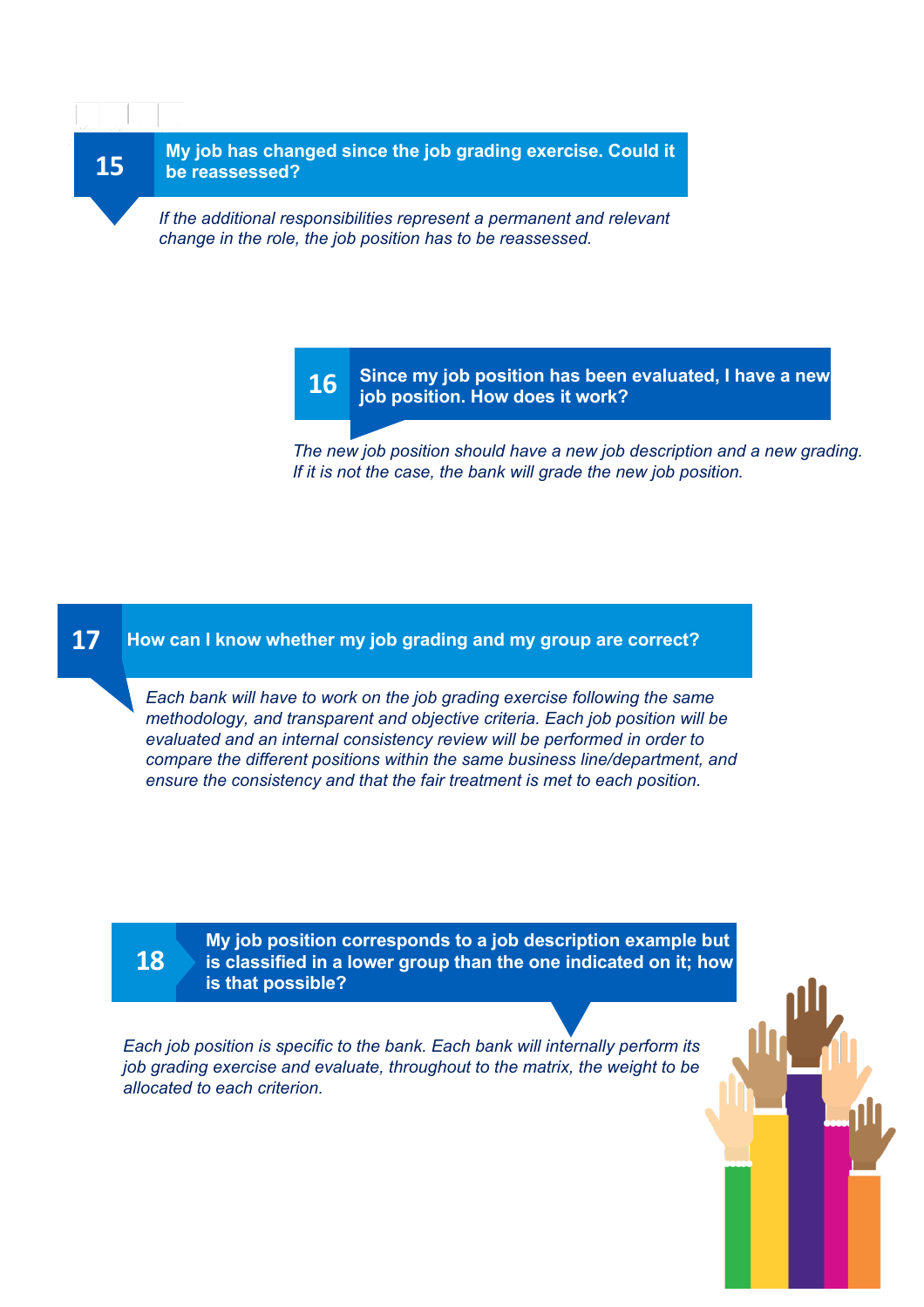## 15 My job has changed since the job grading exercise. Could it be reassessed?

*If the additional responsibilities represent a permanent and relevant change in the role, the job position has to be reassessed.*

## 16 Since my job position has been evaluated, I have a new job position. How does it work?

*The new job position should have a new job description and a new grading. If it is not the case, the bank will grade the new job position.*

## 17 How can I know whether my job grading and my group are correct?

*Each bank will have to work on the job grading exercise following the same methodology, and transparent and objective criteria. Each job position will be evaluated and an internal consistency review will be performed in order to compare the different positions within the same business line/department, and ensure the consistency and that the fair treatment is met to each position.*

## 18 My job position corresponds to a job description example but is classified in a lower group than the one indicated on it; how is that possible?

*Each job position is specific to the bank. Each bank will internally perform its job grading exercise and evaluate, throughout to the matrix, the weight to be allocated to each criterion.*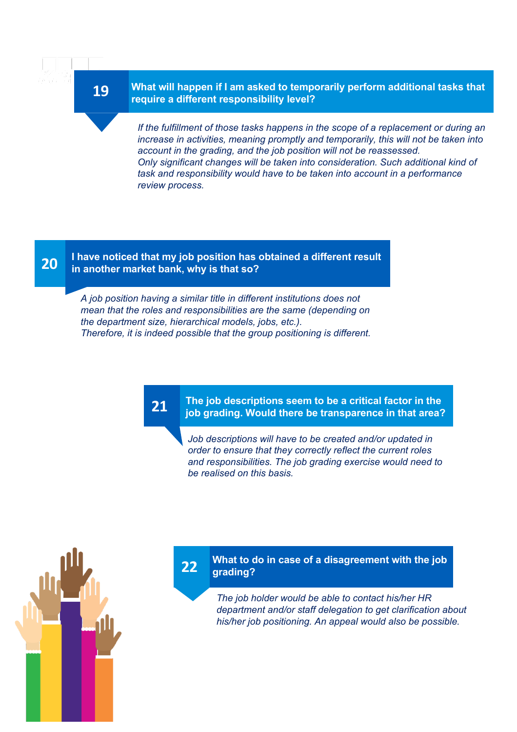## 19 What will happen if I am asked to temporarily perform additional tasks that require a different responsibility level?

*If the fulfillment of those tasks happens in the scope of a replacement or during an increase in activities, meaning promptly and temporarily, this will not be taken into account in the grading, and the job position will not be reassessed.*
*Only significant changes will be taken into consideration. Such additional kind of task and responsibility would have to be taken into account in a performance review process.*

## 20 I have noticed that my job position has obtained a different result in another market bank, why is that so?

*A job position having a similar title in different institutions does not mean that the roles and responsibilities are the same (depending on the department size, hierarchical models, jobs, etc.).*
*Therefore, it is indeed possible that the group positioning is different.*

## 21 The job descriptions seem to be a critical factor in the job grading. Would there be transparence in that area?

*Job descriptions will have to be created and/or updated in order to ensure that they correctly reflect the current roles and responsibilities. The job grading exercise would need to be realised on this basis.*

## 22 What to do in case of a disagreement with the job grading?

*The job holder would be able to contact his/her HR department and/or staff delegation to get clarification about his/her job positioning. An appeal would also be possible.*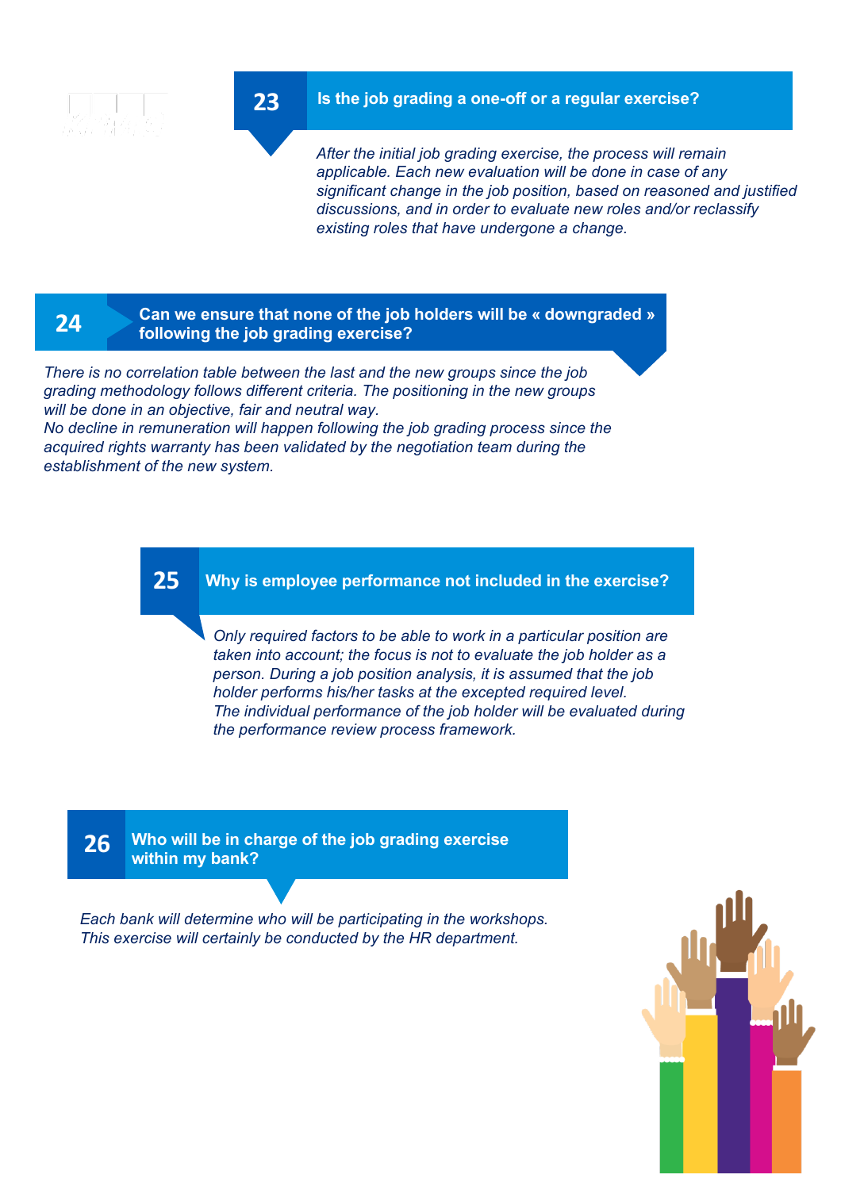## 23 Is the job grading a one-off or a regular exercise?

*After the initial job grading exercise, the process will remain applicable. Each new evaluation will be done in case of any significant change in the job position, based on reasoned and justified discussions, and in order to evaluate new roles and/or reclassify existing roles that have undergone a change.*

## 24 Can we ensure that none of the job holders will be « downgraded » following the job grading exercise?

*There is no correlation table between the last and the new groups since the job grading methodology follows different criteria. The positioning in the new groups will be done in an objective, fair and neutral way.*
*No decline in remuneration will happen following the job grading process since the acquired rights warranty has been validated by the negotiation team during the establishment of the new system.*

## 25 Why is employee performance not included in the exercise?

*Only required factors to be able to work in a particular position are taken into account; the focus is not to evaluate the job holder as a person. During a job position analysis, it is assumed that the job holder performs his/her tasks at the excepted required level.*
*The individual performance of the job holder will be evaluated during the performance review process framework.*

## 26 Who will be in charge of the job grading exercise within my bank?

*Each bank will determine who will be participating in the workshops.*
*This exercise will certainly be conducted by the HR department.*